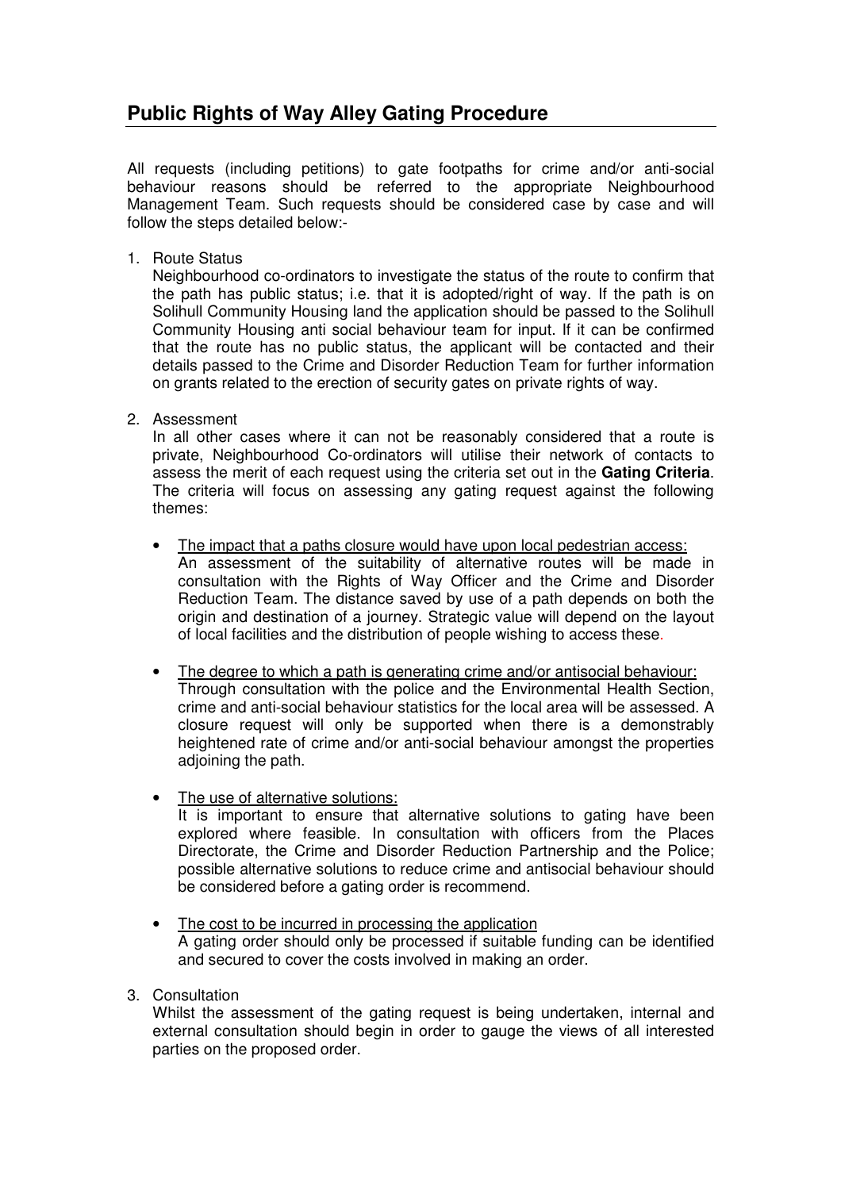## Public Rights of Way Alley Gating Procedure

All requests (including petitions) to gate footpaths for crime and/or anti-social behaviour reasons should be referred to the appropriate Neighbourhood Management Team. Such requests should be considered case by case and will follow the steps detailed below:-

1. Route Status
   Neighbourhood co-ordinators to investigate the status of the route to confirm that the path has public status; i.e. that it is adopted/right of way. If the path is on Solihull Community Housing land the application should be passed to the Solihull Community Housing anti social behaviour team for input. If it can be confirmed that the route has no public status, the applicant will be contacted and their details passed to the Crime and Disorder Reduction Team for further information on grants related to the erection of security gates on private rights of way.

2. Assessment
   In all other cases where it can not be reasonably considered that a route is private, Neighbourhood Co-ordinators will utilise their network of contacts to assess the merit of each request using the criteria set out in the **Gating Criteria**. The criteria will focus on assessing any gating request against the following themes:

   - The impact that a paths closure would have upon local pedestrian access:
     An assessment of the suitability of alternative routes will be made in consultation with the Rights of Way Officer and the Crime and Disorder Reduction Team. The distance saved by use of a path depends on both the origin and destination of a journey. Strategic value will depend on the layout of local facilities and the distribution of people wishing to access these.

   - The degree to which a path is generating crime and/or antisocial behaviour:
     Through consultation with the police and the Environmental Health Section, crime and anti-social behaviour statistics for the local area will be assessed. A closure request will only be supported when there is a demonstrably heightened rate of crime and/or anti-social behaviour amongst the properties adjoining the path.

   - The use of alternative solutions:
     It is important to ensure that alternative solutions to gating have been explored where feasible. In consultation with officers from the Places Directorate, the Crime and Disorder Reduction Partnership and the Police; possible alternative solutions to reduce crime and antisocial behaviour should be considered before a gating order is recommend.

   - The cost to be incurred in processing the application
     A gating order should only be processed if suitable funding can be identified and secured to cover the costs involved in making an order.

3. Consultation
   Whilst the assessment of the gating request is being undertaken, internal and external consultation should begin in order to gauge the views of all interested parties on the proposed order.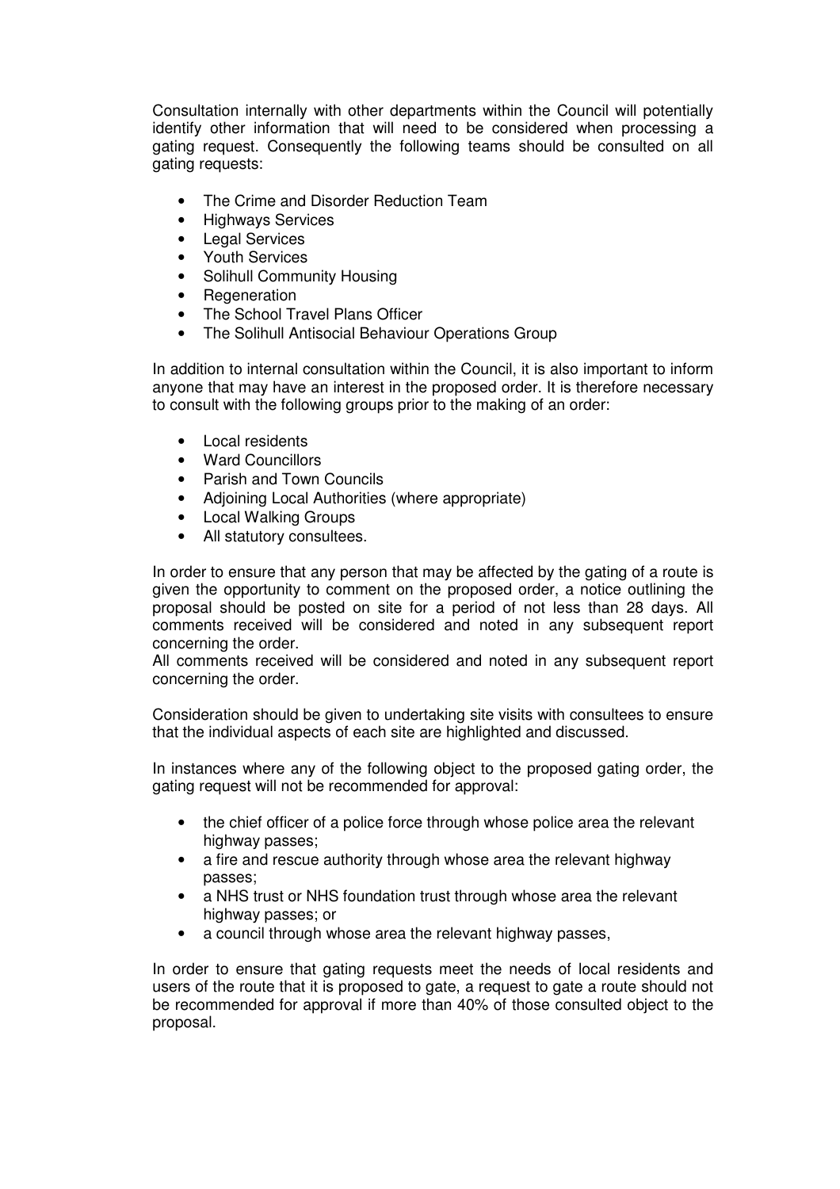Consultation internally with other departments within the Council will potentially identify other information that will need to be considered when processing a gating request. Consequently the following teams should be consulted on all gating requests:

- The Crime and Disorder Reduction Team
- Highways Services
- Legal Services
- Youth Services
- Solihull Community Housing
- Regeneration
- The School Travel Plans Officer
- The Solihull Antisocial Behaviour Operations Group

In addition to internal consultation within the Council, it is also important to inform anyone that may have an interest in the proposed order. It is therefore necessary to consult with the following groups prior to the making of an order:

- Local residents
- Ward Councillors
- Parish and Town Councils
- Adjoining Local Authorities (where appropriate)
- Local Walking Groups
- All statutory consultees.

In order to ensure that any person that may be affected by the gating of a route is given the opportunity to comment on the proposed order, a notice outlining the proposal should be posted on site for a period of not less than 28 days. All comments received will be considered and noted in any subsequent report concerning the order.
All comments received will be considered and noted in any subsequent report concerning the order.

Consideration should be given to undertaking site visits with consultees to ensure that the individual aspects of each site are highlighted and discussed.

In instances where any of the following object to the proposed gating order, the gating request will not be recommended for approval:

- the chief officer of a police force through whose police area the relevant highway passes;
- a fire and rescue authority through whose area the relevant highway passes;
- a NHS trust or NHS foundation trust through whose area the relevant highway passes; or
- a council through whose area the relevant highway passes,

In order to ensure that gating requests meet the needs of local residents and users of the route that it is proposed to gate, a request to gate a route should not be recommended for approval if more than 40% of those consulted object to the proposal.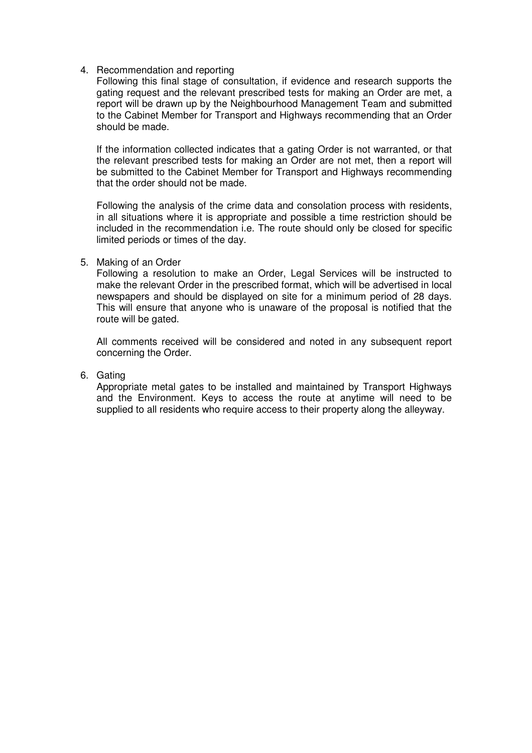4. Recommendation and reporting

   Following this final stage of consultation, if evidence and research supports the gating request and the relevant prescribed tests for making an Order are met, a report will be drawn up by the Neighbourhood Management Team and submitted to the Cabinet Member for Transport and Highways recommending that an Order should be made.

   If the information collected indicates that a gating Order is not warranted, or that the relevant prescribed tests for making an Order are not met, then a report will be submitted to the Cabinet Member for Transport and Highways recommending that the order should not be made.

   Following the analysis of the crime data and consolation process with residents, in all situations where it is appropriate and possible a time restriction should be included in the recommendation i.e. The route should only be closed for specific limited periods or times of the day.

5. Making of an Order

   Following a resolution to make an Order, Legal Services will be instructed to make the relevant Order in the prescribed format, which will be advertised in local newspapers and should be displayed on site for a minimum period of 28 days. This will ensure that anyone who is unaware of the proposal is notified that the route will be gated.

   All comments received will be considered and noted in any subsequent report concerning the Order.

6. Gating

   Appropriate metal gates to be installed and maintained by Transport Highways and the Environment. Keys to access the route at anytime will need to be supplied to all residents who require access to their property along the alleyway.